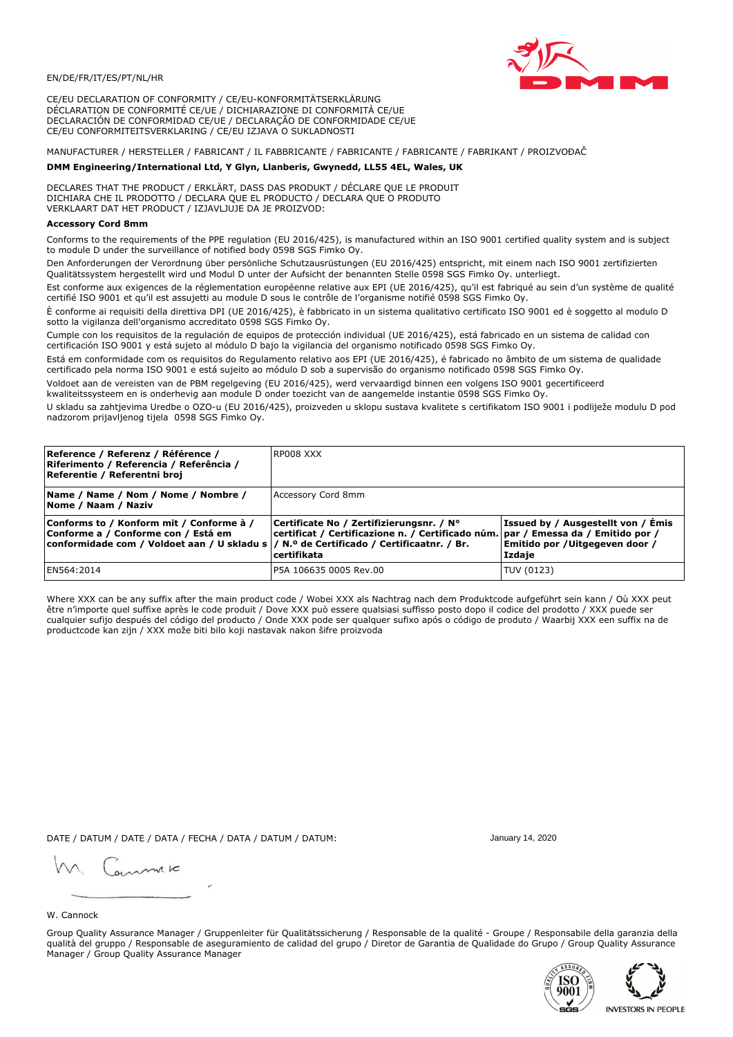EN/DE/FR/IT/ES/PT/NL/HR

CE/EU DECLARATION OF CONFORMITY / CE/EU-KONFORMITÄTSERKLÄRUNG
DÉCLARATION DE CONFORMITÉ CE/UE / DICHIARAZIONE DI CONFORMITÀ CE/UE
DECLARACIÓN DE CONFORMIDAD CE/UE / DECLARAÇÃO DE CONFORMIDADE CE/UE
CE/EU CONFORMITEITSVERKLARING / CE/EU IZJAVA O SUKLADNOSTI

MANUFACTURER / HERSTELLER / FABRICANT / IL FABBRICANTE / FABRICANTE / FABRICANTE / FABRIKANT / PROIZVOĐAČ

**DMM Engineering/International Ltd, Y Glyn, Llanberis, Gwynedd, LL55 4EL, Wales, UK**

DECLARES THAT THE PRODUCT / ERKLÄRT, DASS DAS PRODUKT / DÉCLARE QUE LE PRODUIT
DICHIARA CHE IL PRODOTTO / DECLARA QUE EL PRODUCTO / DECLARA QUE O PRODUTO
VERKLAART DAT HET PRODUCT / IZJAVLJUJE DA JE PROIZVOD:

**Accessory Cord 8mm**

Conforms to the requirements of the PPE regulation (EU 2016/425), is manufactured within an ISO 9001 certified quality system and is subject to module D under the surveillance of notified body 0598 SGS Fimko Oy.

Den Anforderungen der Verordnung über persönliche Schutzausrüstungen (EU 2016/425) entspricht, mit einem nach ISO 9001 zertifizierten Qualitätssystem hergestellt wird und Modul D unter der Aufsicht der benannten Stelle 0598 SGS Fimko Oy. unterliegt.

Est conforme aux exigences de la réglementation européenne relative aux EPI (UE 2016/425), qu'il est fabriqué au sein d'un système de qualité certifié ISO 9001 et qu'il est assujetti au module D sous le contrôle de l'organisme notifié 0598 SGS Fimko Oy.

È conforme ai requisiti della direttiva DPI (UE 2016/425), è fabbricato in un sistema qualitativo certificato ISO 9001 ed è soggetto al modulo D sotto la vigilanza dell'organismo accreditato 0598 SGS Fimko Oy.

Cumple con los requisitos de la regulación de equipos de protección individual (UE 2016/425), está fabricado en un sistema de calidad con certificación ISO 9001 y está sujeto al módulo D bajo la vigilancia del organismo notificado 0598 SGS Fimko Oy.

Está em conformidade com os requisitos do Regulamento relativo aos EPI (UE 2016/425), é fabricado no âmbito de um sistema de qualidade certificado pela norma ISO 9001 e está sujeito ao módulo D sob a supervisão do organismo notificado 0598 SGS Fimko Oy.

Voldoet aan de vereisten van de PBM regelgeving (EU 2016/425), werd vervaardigd binnen een volgens ISO 9001 gecertificeerd kwaliteitssysteem en is onderhevig aan module D onder toezicht van de aangemelde instantie 0598 SGS Fimko Oy.

U skladu sa zahtjevima Uredbe o OZO-u (EU 2016/425), proizveden u sklopu sustava kvalitete s certifikatom ISO 9001 i podliježe modulu D pod nadzorom prijavljenog tijela 0598 SGS Fimko Oy.

| **Reference / Referenz / Référence / Riferimento / Referencia / Referência / Referentie / Referentni broj** | RP008 XXX | |
|---|---|---|
| **Name / Name / Nom / Nome / Nombre / Nome / Naam / Naziv** | Accessory Cord 8mm | |
| **Conforms to / Konform mit / Conforme à / Conforme a / Conforme con / Está em conformidade com / Voldoet aan / U skladu s** | **Certificate No / Zertifizierungsnr. / N° certificat / Certificazione n. / Certificado núm. / N.º de Certificado / Certificaatnr. / Br. certifikata** | **Issued by / Ausgestellt von / Émis par / Emessa da / Emitido por / Emitido por / Uitgegeven door / Izdaje** |
| EN564:2014 | P5A 106635 0005 Rev.00 | TUV (0123) |

Where XXX can be any suffix after the main product code / Wobei XXX als Nachtrag nach dem Produktcode aufgeführt sein kann / Où XXX peut être n'importe quel suffixe après le code produit / Dove XXX può essere qualsiasi suffisso posto dopo il codice del prodotto / XXX puede ser cualquier sufijo después del código del producto / Onde XXX pode ser qualquer sufixo após o código de produto / Waarbij XXX een suffix na de productcode kan zijn / XXX može biti bilo koji nastavak nakon šifre proizvoda

DATE / DATUM / DATE / DATA / FECHA / DATA / DATUM / DATUM: January 14, 2020

W. Cannock

Group Quality Assurance Manager / Gruppenleiter für Qualitätssicherung / Responsable de la qualité - Groupe / Responsabile della garanzia della qualità del gruppo / Responsable de aseguramiento de calidad del grupo / Diretor de Garantia de Qualidade do Grupo / Group Quality Assurance Manager / Group Quality Assurance Manager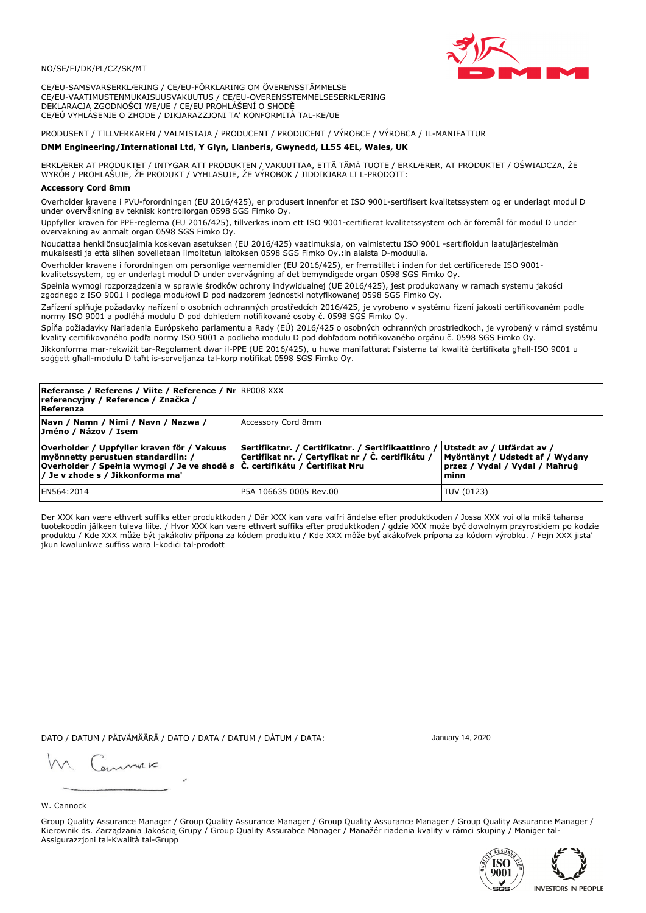NO/SE/FI/DK/PL/CZ/SK/MT

CE/EU-SAMSVARSERKLÆRING / CE/EU-FÖRKLARING OM ÖVERENSSTÄMMELSE
CE/EU-VAATIMUSTENMUKAISUUSVAKUUTUS / CE/EU-OVERENSSTEMMELSESERKLÆRING
DEKLARACJA ZGODNOŚCI WE/UE / CE/EU PROHLÁŠENÍ O SHODĚ
CE/EÚ VYHLÁSENIE O ZHODE / DIKJARAZZJONI TA' KONFORMITÀ TAL-KE/UE

PRODUSENT / TILLVERKAREN / VALMISTAJA / PRODUCENT / PRODUCENT / VÝROBCE / VÝROBCA / IL-MANIFATTUR

**DMM Engineering/International Ltd, Y Glyn, Llanberis, Gwynedd, LL55 4EL, Wales, UK**

ERKLÆRER AT PRODUKTET / INTYGAR ATT PRODUKTEN / VAKUUTTAA, ETTÄ TÄMÄ TUOTE / ERKLÆRER, AT PRODUKTET / OŚWIADCZA, ŻE WYRÓB / PROHLAŠUJE, ŽE PRODUKT / VYHLASUJE, ŽE VÝROBOK / JIDDIKJARA LI L-PRODOTT:

**Accessory Cord 8mm**

Overholder kravene i PVU-forordningen (EU 2016/425), er produsert innenfor et ISO 9001-sertifisert kvalitetssystem og er underlagt modul D under overvåkning av teknisk kontrollorgan 0598 SGS Fimko Oy.

Uppfyller kraven för PPE-reglerna (EU 2016/425), tillverkas inom ett ISO 9001-certifierat kvalitetssystem och är föremål för modul D under övervakning av anmält organ 0598 SGS Fimko Oy.

Noudattaa henkilönsuojaimia koskevan asetuksen (EU 2016/425) vaatimuksia, on valmistettu ISO 9001 -sertifioidun laatujärjestelmän mukaisesti ja että siihen sovelletaan ilmoitetun laitoksen 0598 SGS Fimko Oy.:in alaista D-moduulia.

Overholder kravene i forordningen om personlige værnemidler (EU 2016/425), er fremstillet i inden for det certificerede ISO 9001-kvalitetssystem, og er underlagt modul D under overvågning af det bemyndigede organ 0598 SGS Fimko Oy.

Spełnia wymogi rozporządzenia w sprawie środków ochrony indywidualnej (UE 2016/425), jest produkowany w ramach systemu jakości zgodnego z ISO 9001 i podlega modułowi D pod nadzorem jednostki notyfikowanej 0598 SGS Fimko Oy.

Zařízení splňuje požadavky nařízení o osobních ochranných prostředcích 2016/425, je vyrobeno v systému řízení jakosti certifikovaném podle normy ISO 9001 a podléhá modulu D pod dohledem notifikované osoby č. 0598 SGS Fimko Oy.

Spĺňa požiadavky Nariadenia Európskeho parlamentu a Rady (EÚ) 2016/425 o osobných ochranných prostriedkoch, je vyrobený v rámci systému kvality certifikovaného podľa normy ISO 9001 a podlieha modulu D pod dohľadom notifikovaného orgánu č. 0598 SGS Fimko Oy.

Jikkonforma mar-rekwiżit tar-Regolament dwar il-PPE (UE 2016/425), u huwa manifatturat f'sistema ta' kwalità ċertifikata għall-ISO 9001 u soġġett għall-modulu D taħt is-sorveljanza tal-korp notifikat 0598 SGS Fimko Oy.

| **Referanse / Referens / Viite / Reference / Nr referencyjny / Reference / Značka / Referenza** | RP008 XXX | |
|---|---|---|
| **Navn / Namn / Nimi / Navn / Nazwa / Jméno / Názov / Isem** | Accessory Cord 8mm | |
| **Overholder / Uppfyller kraven för / Vakuus myönnetty perustuen standardiin: / Overholder / Spełnia wymogi / Je ve shodě s / Je v zhode s / Jikkonforma ma'** | **Sertifikatnr. / Certifikatnr. / Sertifikaattinro / Certifikat nr. / Certyfikat nr / Č. certifikátu / Č. certifikátu / Ċertifikat Nru** | **Utstedt av / Utfärdat av / Myöntänyt / Udstedt af / Wydany przez / Vydal / Vydal / Maħruġ minn** |
| EN564:2014 | P5A 106635 0005 Rev.00 | TUV (0123) |

Der XXX kan være ethvert suffiks etter produktkoden / Där XXX kan vara valfri ändelse efter produktkoden / Jossa XXX voi olla mikä tahansa tuotekoodin jälkeen tuleva liite. / Hvor XXX kan være ethvert suffiks efter produktkoden / gdzie XXX może być dowolnym przyrostkiem po kodzie produktu / Kde XXX může být jakákoliv přípona za kódem produktu / Kde XXX môže byť akákoľvek prípona za kódom výrobku. / Fejn XXX jista' jkun kwalunkwe suffiss wara l-kodiċi tal-prodott

DATO / DATUM / PÄIVÄMÄÄRÄ / DATO / DATA / DATUM / DÁTUM / DATA: January 14, 2020

W. Cannock

Group Quality Assurance Manager / Group Quality Assurance Manager / Group Quality Assurance Manager / Group Quality Assurance Manager / Kierownik ds. Zarządzania Jakością Grupy / Group Quality Assurabce Manager / Manažér riadenia kvality v rámci skupiny / Maniġer tal-Assigurazzjoni tal-Kwalità tal-Grupp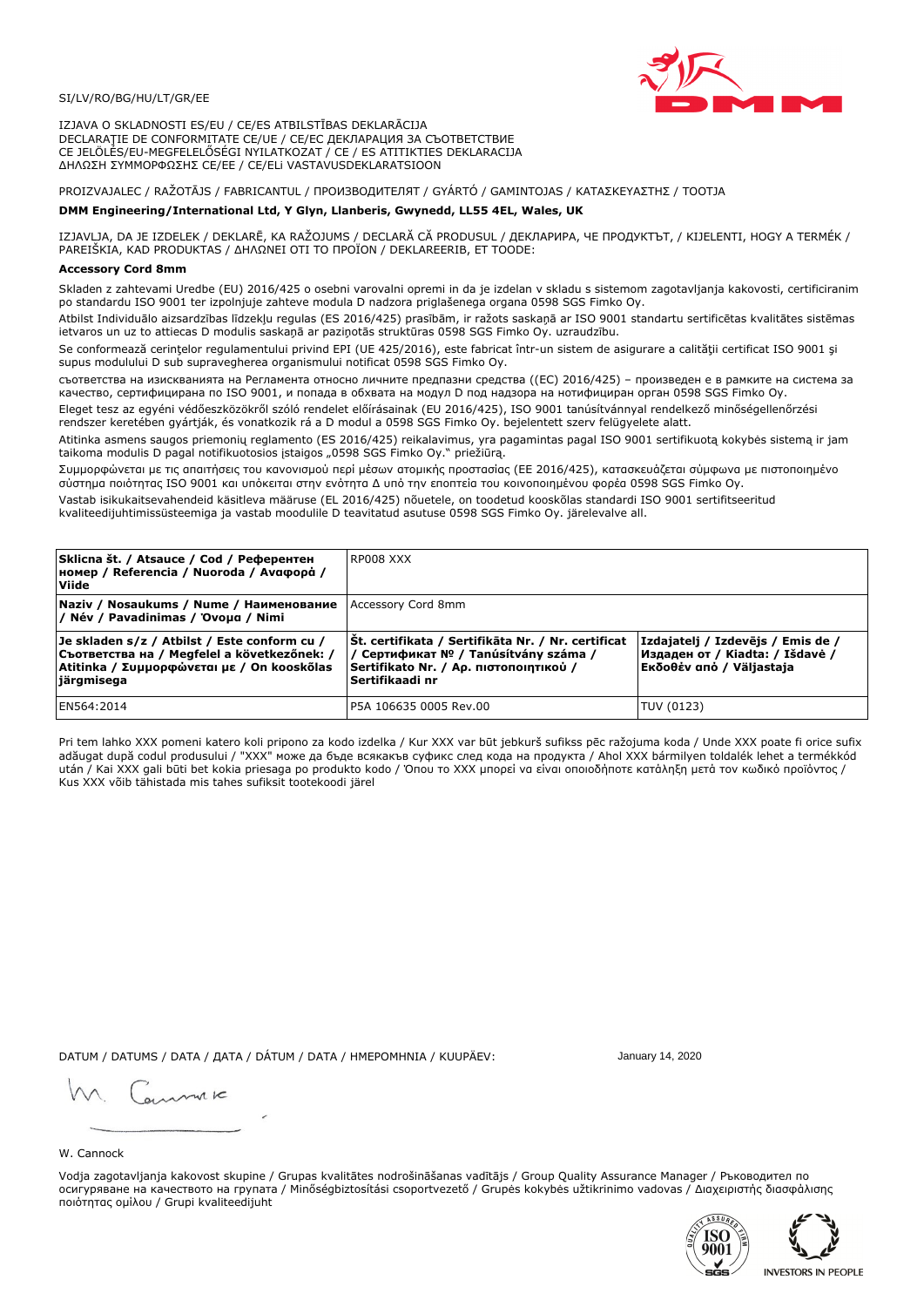SI/LV/RO/BG/HU/LT/GR/EE

IZJAVA O SKLADNOSTI ES/EU / CE/ES ATBILSTĪBAS DEKLARĀCIJA
DECLARAȚIE DE CONFORMITATE CE/UE / CE/EC ДЕКЛАРАЦИЯ ЗА СЪОТВЕТСТВИЕ
CE JELÖLÉS/EU-MEGFELELŐSÉGI NYILATKOZAT / CE / ES ATITIKTIES DEKLARACIJA
ΔΗΛΩΣΗ ΣΥΜΜΟΡΦΩΣΗΣ CE/EE / CE/ELi VASTAVUSDEKLARATSIOON

PROIZVAJALEC / RAŽOTĀJS / FABRICANTUL / ПРОИЗВОДИТЕЛЯТ / GYÁRTÓ / GAMINTOJAS / ΚΑΤΑΣΚΕΥΑΣΤΗΣ / TOOTJA

**DMM Engineering/International Ltd, Y Glyn, Llanberis, Gwynedd, LL55 4EL, Wales, UK**

IZJAVLJA, DA JE IZDELEK / DEKLARĒ, KA RAŽOJUMS / DECLARĂ CĂ PRODUSUL / ДЕКЛАРИРА, ЧЕ ПРОДУКТЪТ, / KIJELENTI, HOGY A TERMÉK / PAREIŠKIA, KAD PRODUKTAS / ΔΗΛΩΝΕΙ ΟΤΙ ΤΟ ΠΡΟΪΟΝ / DEKLAREERIB, ET TOODE:

**Accessory Cord 8mm**

Skladen z zahtevami Uredbe (EU) 2016/425 o osebni varovalni opremi in da je izdelan v skladu s sistemom zagotavljanja kakovosti, certificiranim po standardu ISO 9001 ter izpolnjuje zahteve modula D nadzora priglašenega organa 0598 SGS Fimko Oy.

Atbilst Individuālo aizsardzības līdzekļu regulas (ES 2016/425) prasībām, ir ražots saskaņā ar ISO 9001 standartu sertificētas kvalitātes sistēmas ietvaros un uz to attiecas D modulis saskaņā ar paziņotās struktūras 0598 SGS Fimko Oy. uzraudzību.

Se conformează cerințelor regulamentului privind EPI (UE 425/2016), este fabricat într-un sistem de asigurare a calității certificat ISO 9001 și supus modulului D sub supravegherea organismului notificat 0598 SGS Fimko Oy.

съответства на изискванията на Регламента относно личните предпазни средства ((ЕС) 2016/425) – произведен е в рамките на система за качество, сертифицирана по ISO 9001, и попада в обхвата на модул D под надзора на нотифициран орган 0598 SGS Fimko Oy.

Eleget tesz az egyéni védőeszközökről szóló rendelet előírásainak (EU 2016/425), ISO 9001 tanúsítvánnyal rendelkező minőségellenőrzési rendszer keretében gyártják, és vonatkozik rá a D modul a 0598 SGS Fimko Oy. bejelentett szerv felügyelete alatt.

Atitinka asmens saugos priemonių reglamento (ES 2016/425) reikalavimus, yra pagamintas pagal ISO 9001 sertifikuotą kokybės sistemą ir jam taikoma modulis D pagal notifikuotosios įstaigos „0598 SGS Fimko Oy." priežiūrą.

Συμμορφώνεται με τις απαιτήσεις του κανονισμού περί μέσων ατομικής προστασίας (ΕΕ 2016/425), κατασκευάζεται σύμφωνα με πιστοποιημένο σύστημα ποιότητας ISO 9001 και υπόκειται στην ενότητα Δ υπό την εποπτεία του κοινοποιημένου φορέα 0598 SGS Fimko Oy.

Vastab isikukaitsevahendeid käsitleva määruse (EL 2016/425) nõuetele, on toodetud kooskõlas standardi ISO 9001 sertifitseeritud kvaliteedijuhtimissüsteemiga ja vastab moodulile D teavitatud asutuse 0598 SGS Fimko Oy. järelevalve all.

| | | |
|---|---|---|
| **Sklicna št. / Atsauce / Cod / Референтен номер / Referencia / Nuoroda / Αναφορά / Viide** | RP008 XXX | |
| **Naziv / Nosaukums / Nume / Наименование / Név / Pavadinimas / Όνομα / Nimi** | Accessory Cord 8mm | |
| **Je skladen s/z / Atbilst / Este conform cu / Съответства на / Megfelel a következőnek: / Atitinka / Συμμορφώνεται με / On kooskõlas järgmisega** | **Št. certifikata / Sertifikāta Nr. / Nr. certificat / Сертификат № / Tanúsítvány száma / Sertifikato Nr. / Αρ. πιστοποιητικού / Sertifikaadi nr** | **Izdajatelj / Izdevējs / Emis de / Издаден от / Kiadta: / Išdavė / Εκδοθέν από / Väljastaja** |
| EN564:2014 | P5A 106635 0005 Rev.00 | TUV (0123) |

Pri tem lahko XXX pomeni katero koli pripono za kodo izdelka / Kur XXX var būt jebkurš sufikss pēc ražojuma koda / Unde XXX poate fi orice sufix adăugat după codul produsului / "XXX" може да бъде всякакъв суфикс след кода на продукта / Ahol XXX bármilyen toldalék lehet a termékkód után / Kai XXX gali būti bet kokia priesaga po produkto kodo / Όπου το XXX μπορεί να είναι οποιοδήποτε κατάληξη μετά τον κωδικό προϊόντος / Kus XXX võib tähistada mis tahes sufiksit tootekoodi järel

DATUM / DATUMS / DATA / ДАТА / DÁTUM / DATA / ΗΜΕΡΟΜΗΝΙΑ / KUUPÄEV: January 14, 2020

W. Cannock

Vodja zagotavljanja kakovost skupine / Grupas kvalitātes nodrošināšanas vadītājs / Group Quality Assurance Manager / Ръководител по осигуряване на качеството на групата / Minőségbiztosítási csoportvezető / Grupės kokybės užtikrinimo vadovas / Διαχειριστής διασφάλισης ποιότητας ομίλου / Grupi kvaliteedijuht